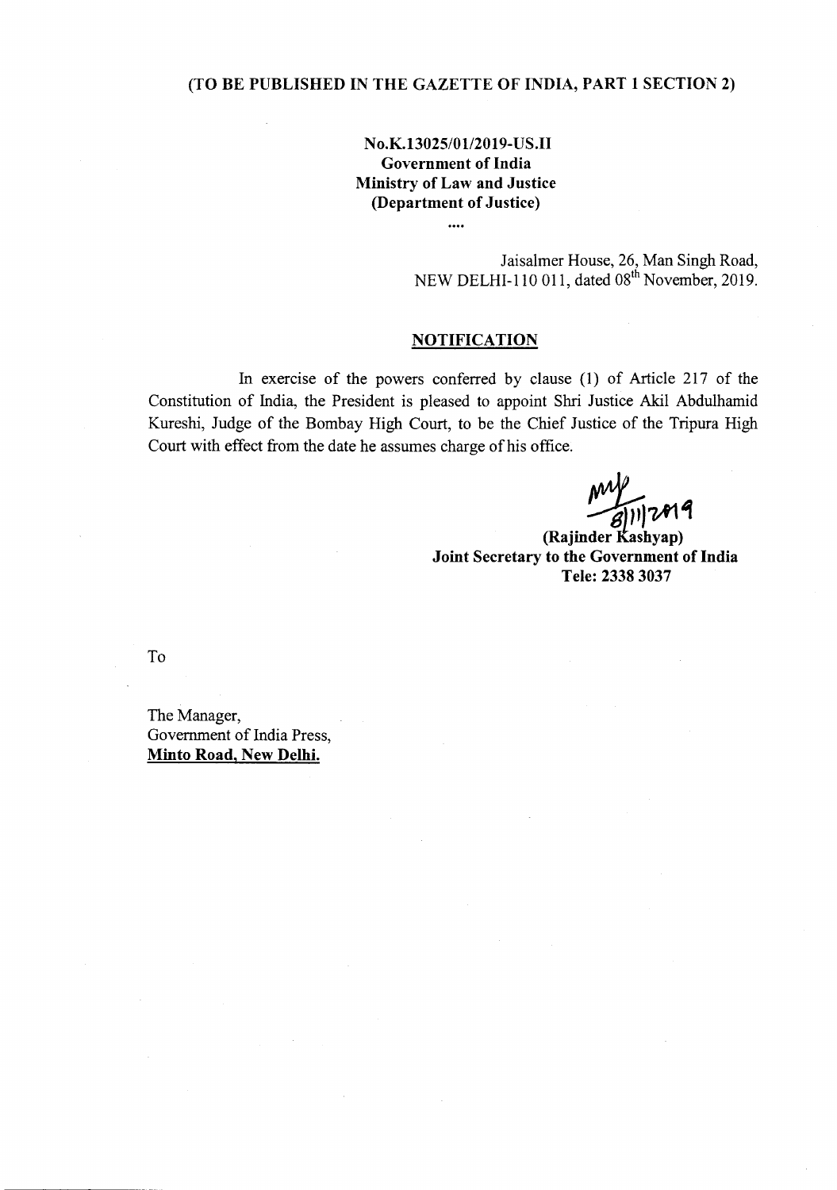**(TO BE PUBLISHED IN THE GAZETTE OF INDIA, PART 1 SECTION 2)**

**No.K.13025/01/2019-US.II**
**Government of India**
**Ministry of Law and Justice**
**(Department of Justice)**

....

Jaisalmer House, 26, Man Singh Road,
NEW DELHI-110 011, dated 08th November, 2019.

## NOTIFICATION

In exercise of the powers conferred by clause (1) of Article 217 of the Constitution of India, the President is pleased to appoint Shri Justice Akil Abdulhamid Kureshi, Judge of the Bombay High Court, to be the Chief Justice of the Tripura High Court with effect from the date he assumes charge of his office.

8/11/2019

**(Rajinder Kashyap)**
**Joint Secretary to the Government of India**
**Tele: 2338 3037**

To

The Manager,
Government of India Press,
**Minto Road, New Delhi.**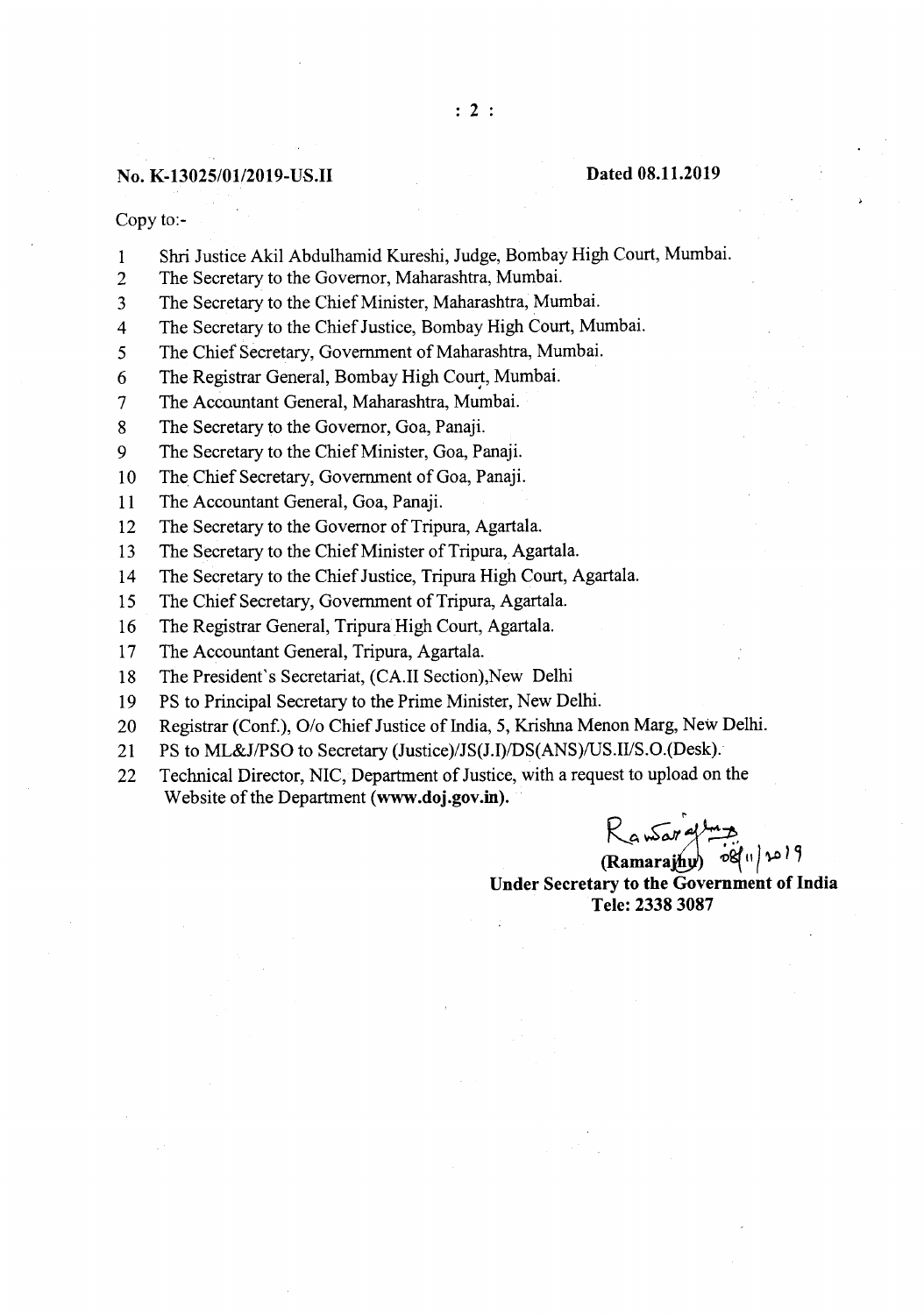**No. K-13025/01/2019-US.II** **Dated 08.11.2019**

Copy to:-

1. Shri Justice Akil Abdulhamid Kureshi, Judge, Bombay High Court, Mumbai.
2. The Secretary to the Governor, Maharashtra, Mumbai.
3. The Secretary to the Chief Minister, Maharashtra, Mumbai.
4. The Secretary to the Chief Justice, Bombay High Court, Mumbai.
5. The Chief Secretary, Government of Maharashtra, Mumbai.
6. The Registrar General, Bombay High Court, Mumbai.
7. The Accountant General, Maharashtra, Mumbai.
8. The Secretary to the Governor, Goa, Panaji.
9. The Secretary to the Chief Minister, Goa, Panaji.
10. The Chief Secretary, Government of Goa, Panaji.
11. The Accountant General, Goa, Panaji.
12. The Secretary to the Governor of Tripura, Agartala.
13. The Secretary to the Chief Minister of Tripura, Agartala.
14. The Secretary to the Chief Justice, Tripura High Court, Agartala.
15. The Chief Secretary, Government of Tripura, Agartala.
16. The Registrar General, Tripura High Court, Agartala.
17. The Accountant General, Tripura, Agartala.
18. The President's Secretariat, (CA.II Section),New Delhi
19. PS to Principal Secretary to the Prime Minister, New Delhi.
20. Registrar (Conf.), O/o Chief Justice of India, 5, Krishna Menon Marg, New Delhi.
21. PS to ML&J/PSO to Secretary (Justice)/JS(J.I)/DS(ANS)/US.II/S.O.(Desk).
22. Technical Director, NIC, Department of Justice, with a request to upload on the Website of the Department (**www.doj.gov.in**).

08/11/2019

**(Ramarajhu)**
**Under Secretary to the Government of India**
**Tele: 2338 3087**